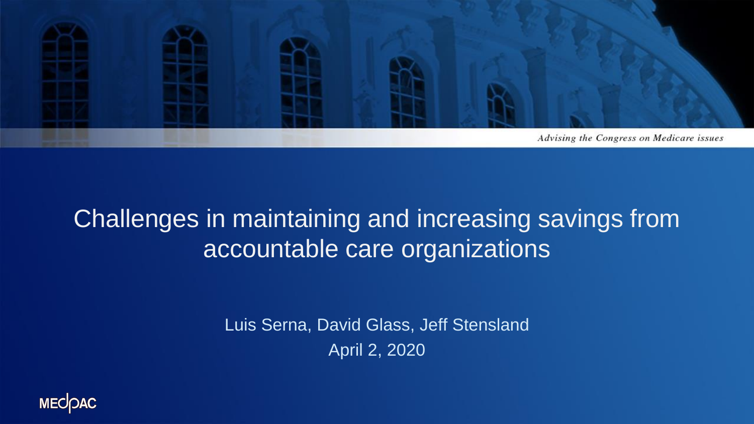Advising the Congress on Medicare issues

# Challenges in maintaining and increasing savings from accountable care organizations

Luis Serna, David Glass, Jeff Stensland

April 2, 2020

MEDPAC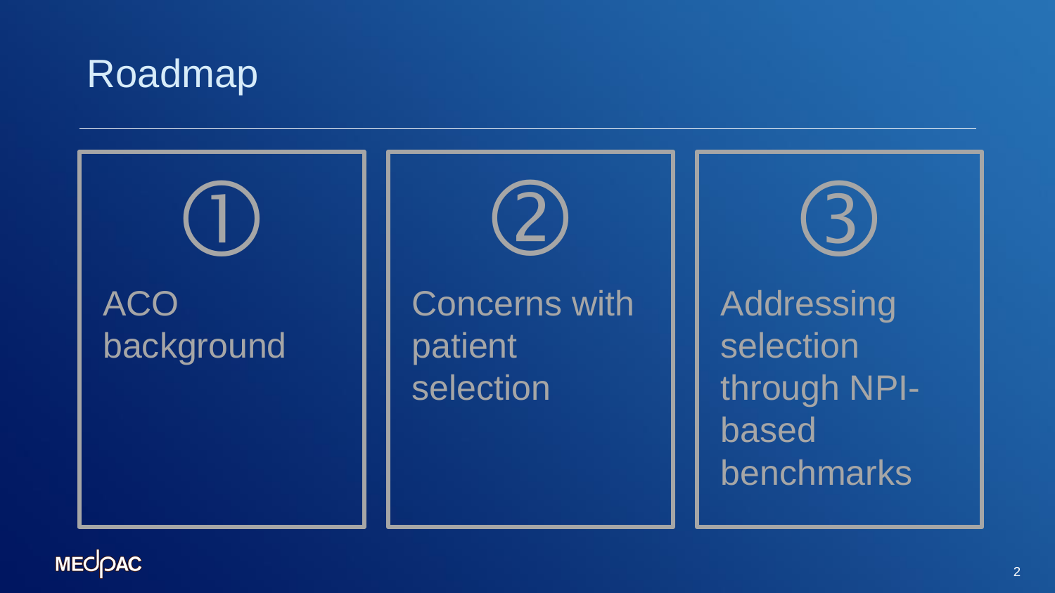# Roadmap

1. ACO background
2. Concerns with patient selection
3. Addressing selection through NPI-based benchmarks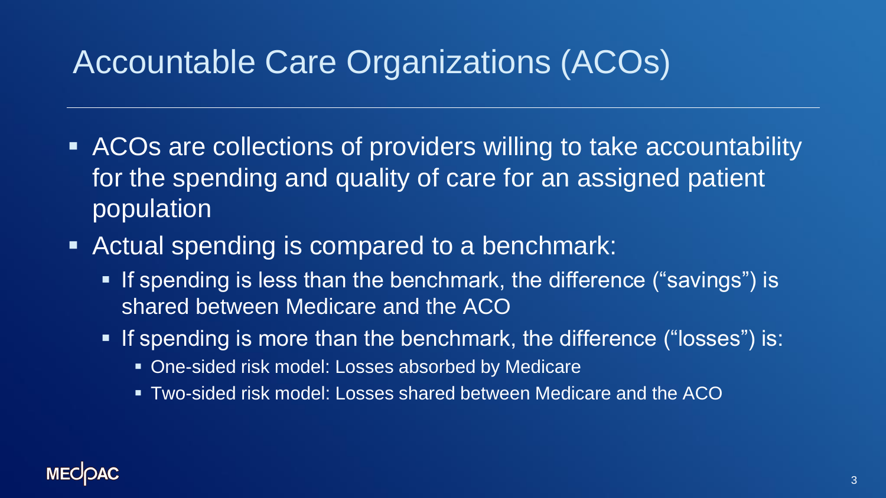# Accountable Care Organizations (ACOs)

- ACOs are collections of providers willing to take accountability for the spending and quality of care for an assigned patient population
- Actual spending is compared to a benchmark:
  - If spending is less than the benchmark, the difference ("savings") is shared between Medicare and the ACO
  - If spending is more than the benchmark, the difference ("losses") is:
    - One-sided risk model: Losses absorbed by Medicare
    - Two-sided risk model: Losses shared between Medicare and the ACO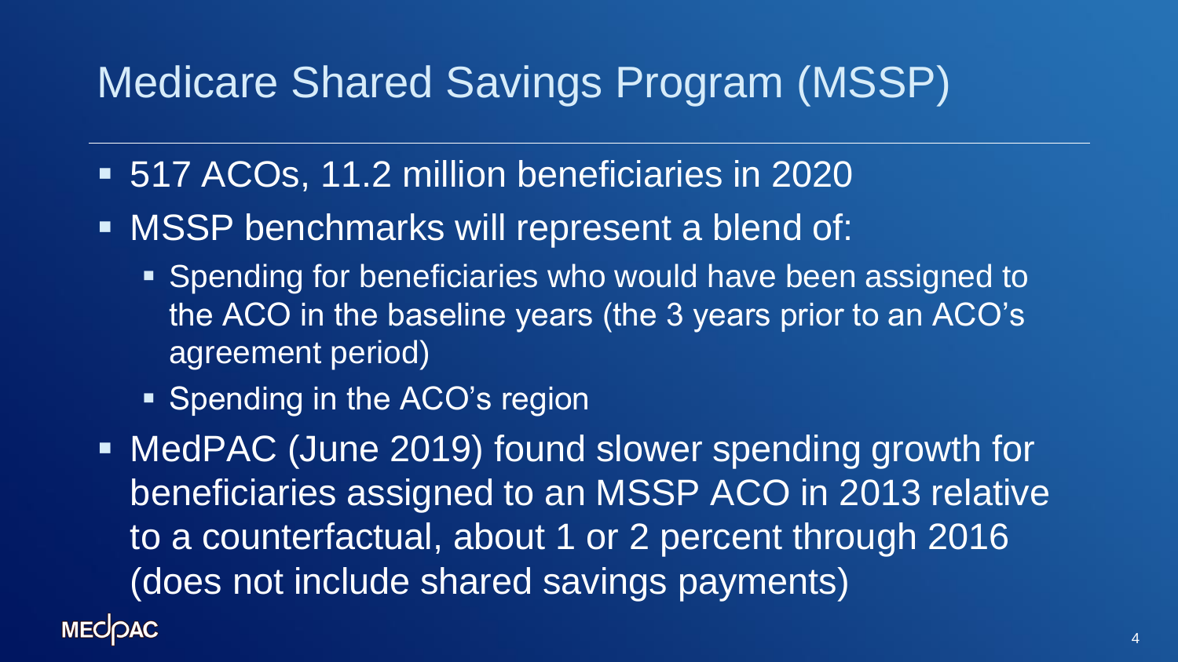# Medicare Shared Savings Program (MSSP)

- 517 ACOs, 11.2 million beneficiaries in 2020
- MSSP benchmarks will represent a blend of:
  - Spending for beneficiaries who would have been assigned to the ACO in the baseline years (the 3 years prior to an ACO's agreement period)
  - Spending in the ACO's region
- MedPAC (June 2019) found slower spending growth for beneficiaries assigned to an MSSP ACO in 2013 relative to a counterfactual, about 1 or 2 percent through 2016 (does not include shared savings payments)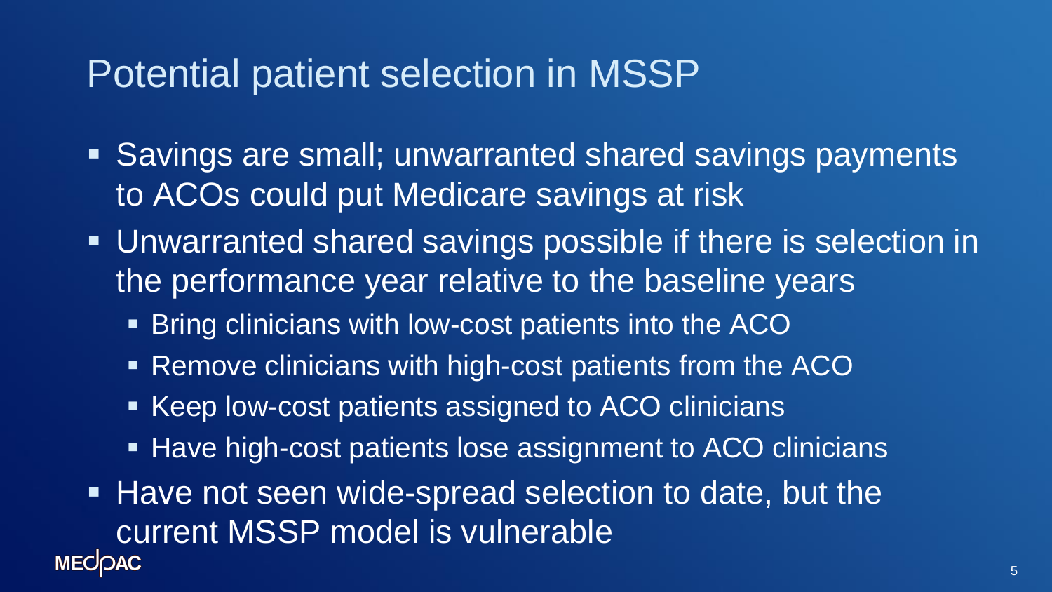# Potential patient selection in MSSP

- Savings are small; unwarranted shared savings payments to ACOs could put Medicare savings at risk
- Unwarranted shared savings possible if there is selection in the performance year relative to the baseline years
  - Bring clinicians with low-cost patients into the ACO
  - Remove clinicians with high-cost patients from the ACO
  - Keep low-cost patients assigned to ACO clinicians
  - Have high-cost patients lose assignment to ACO clinicians
- Have not seen wide-spread selection to date, but the current MSSP model is vulnerable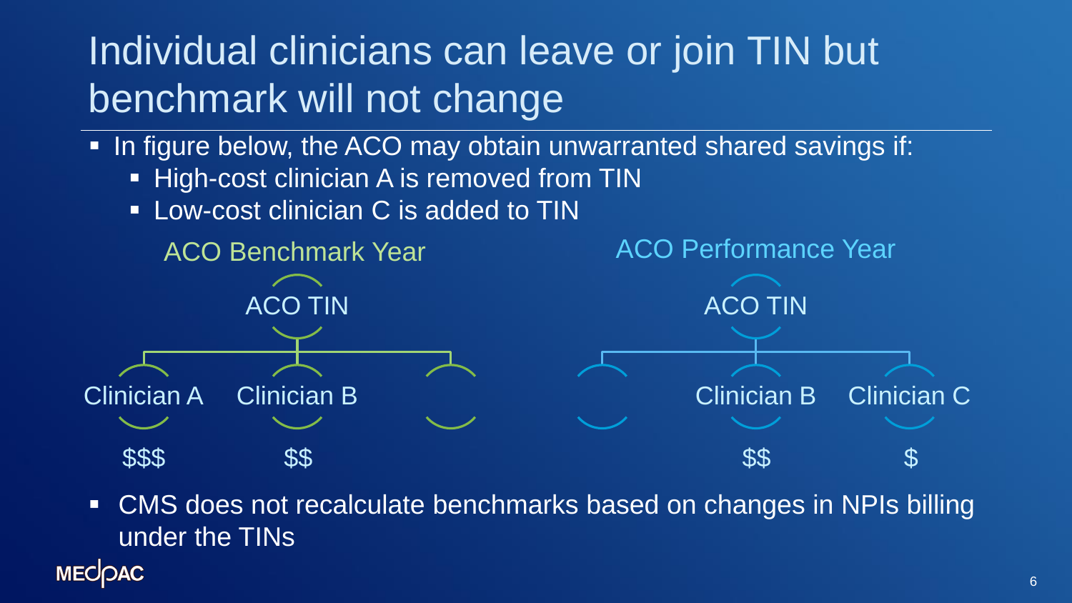# Individual clinicians can leave or join TIN but benchmark will not change

- In figure below, the ACO may obtain unwarranted shared savings if:
  - High-cost clinician A is removed from TIN
  - Low-cost clinician C is added to TIN

| ACO Benchmark Year | | | ACO Performance Year | | |
|---|---|---|---|---|---|
| ACO TIN | | | ACO TIN | | |
| Clinician A | Clinician B | | | Clinician B | Clinician C |
| $$$ | $$ | | | $$ | $ |

- CMS does not recalculate benchmarks based on changes in NPIs billing under the TINs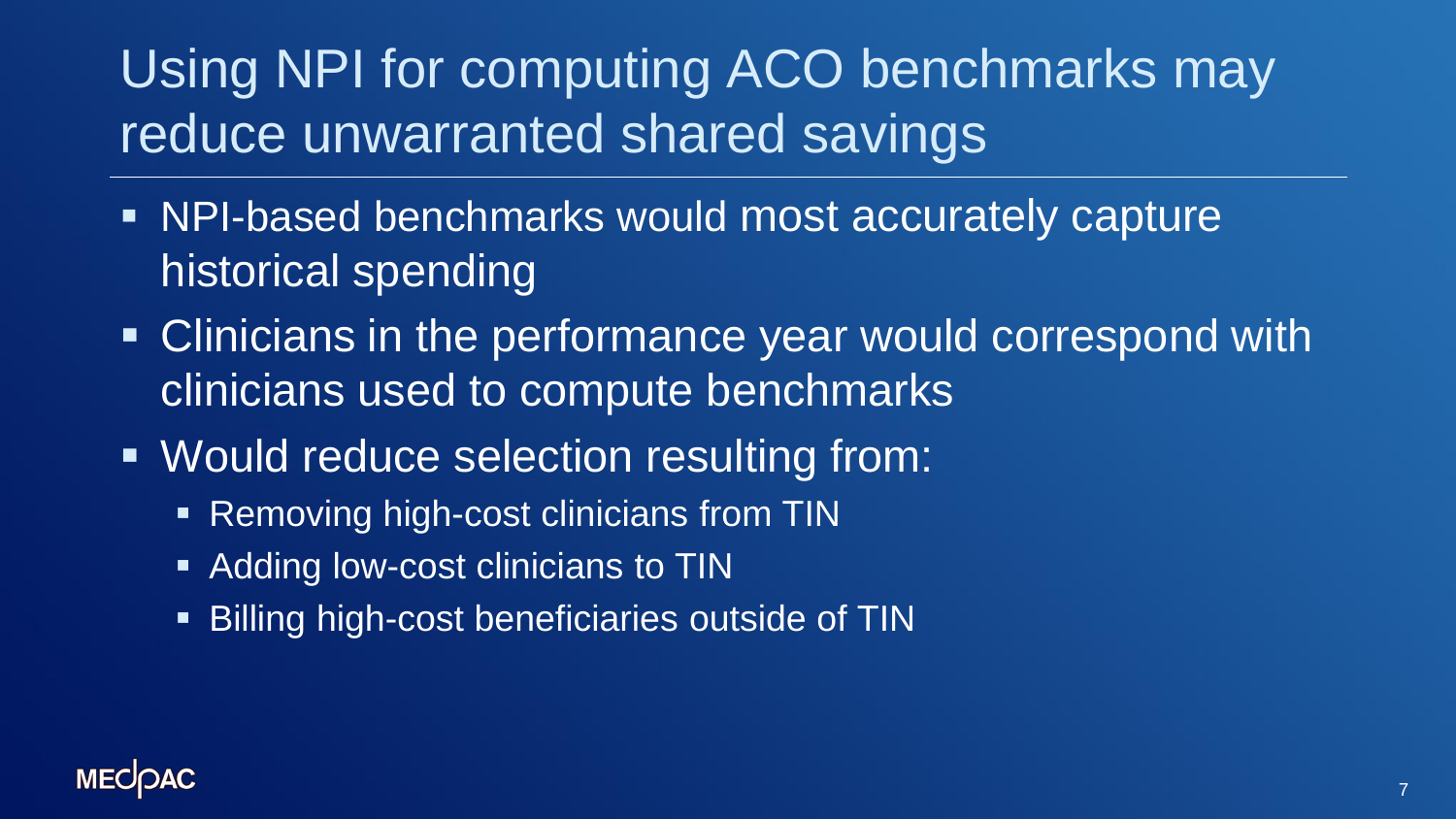# Using NPI for computing ACO benchmarks may reduce unwarranted shared savings

- NPI-based benchmarks would most accurately capture historical spending
- Clinicians in the performance year would correspond with clinicians used to compute benchmarks
- Would reduce selection resulting from:
  - Removing high-cost clinicians from TIN
  - Adding low-cost clinicians to TIN
  - Billing high-cost beneficiaries outside of TIN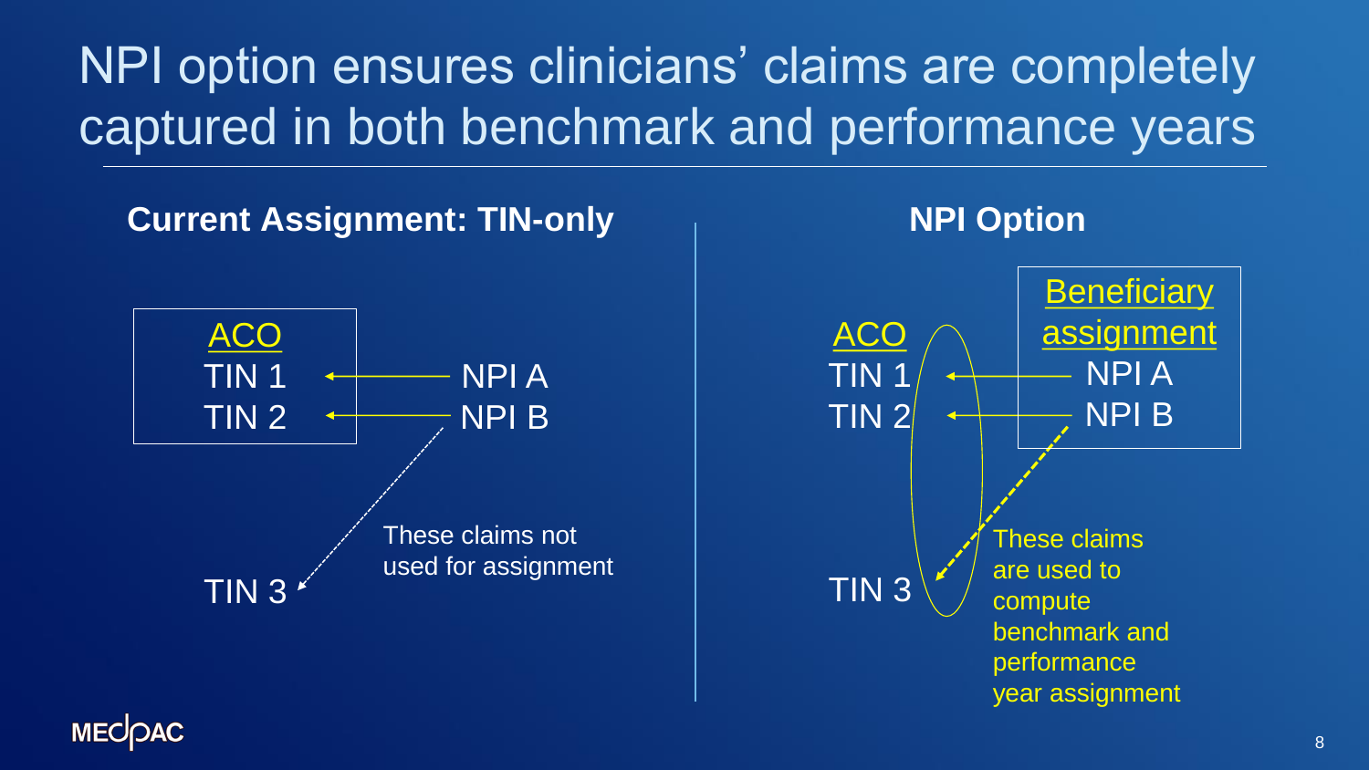# NPI option ensures clinicians' claims are completely captured in both benchmark and performance years

**Current Assignment: TIN-only**

ACO
TIN 1 ← NPI A
TIN 2 ← NPI B

TIN 3

These claims not used for assignment

**NPI Option**

ACO
TIN 1
TIN 2
TIN 3

Beneficiary assignment
NPI A
NPI B

These claims are used to compute benchmark and performance year assignment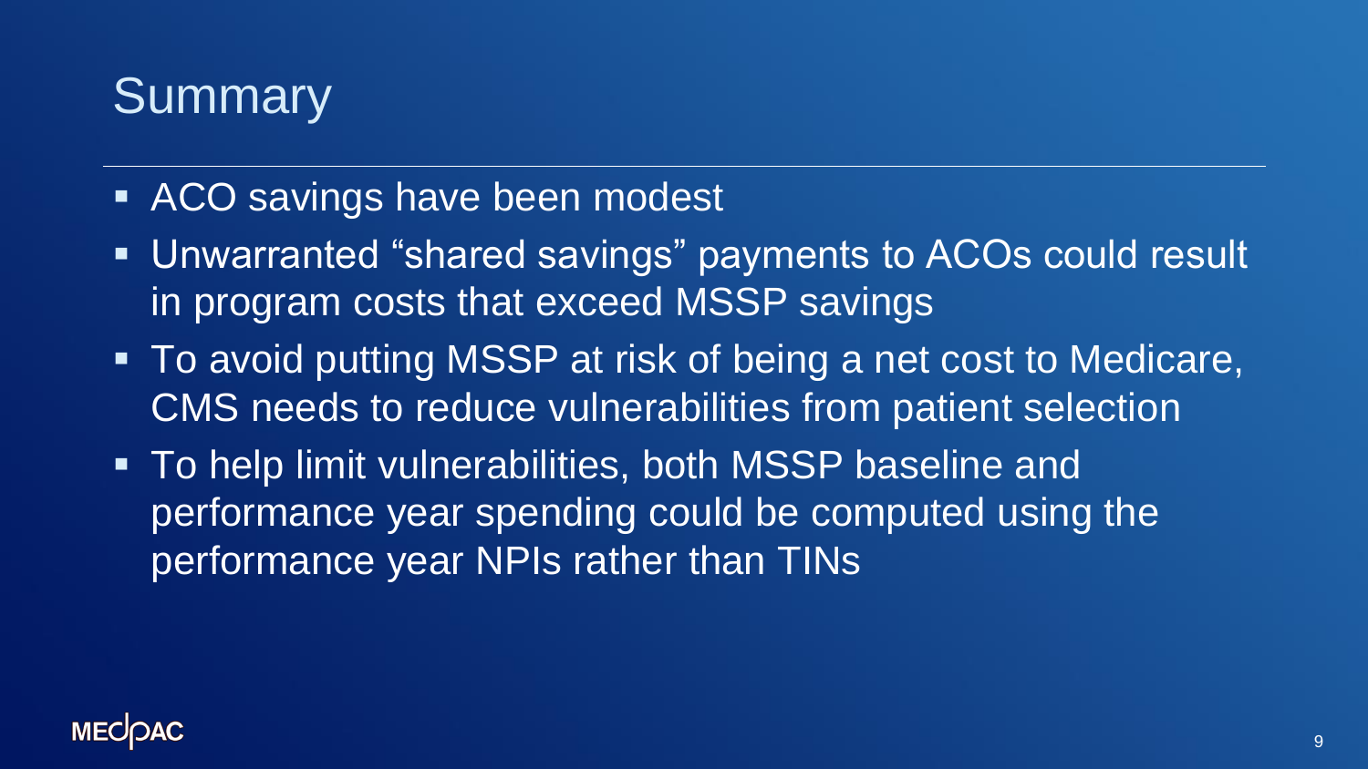# Summary

- ACO savings have been modest
- Unwarranted "shared savings" payments to ACOs could result in program costs that exceed MSSP savings
- To avoid putting MSSP at risk of being a net cost to Medicare, CMS needs to reduce vulnerabilities from patient selection
- To help limit vulnerabilities, both MSSP baseline and performance year spending could be computed using the performance year NPIs rather than TINs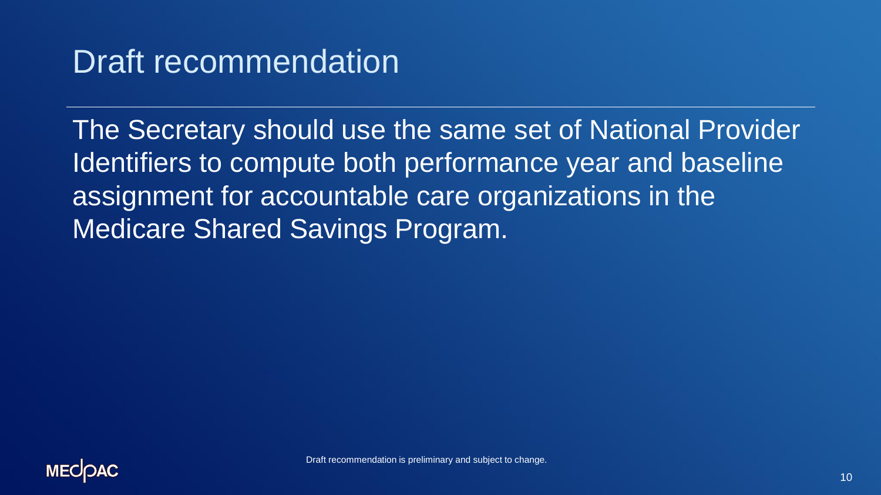# Draft recommendation

The Secretary should use the same set of National Provider Identifiers to compute both performance year and baseline assignment for accountable care organizations in the Medicare Shared Savings Program.

Draft recommendation is preliminary and subject to change.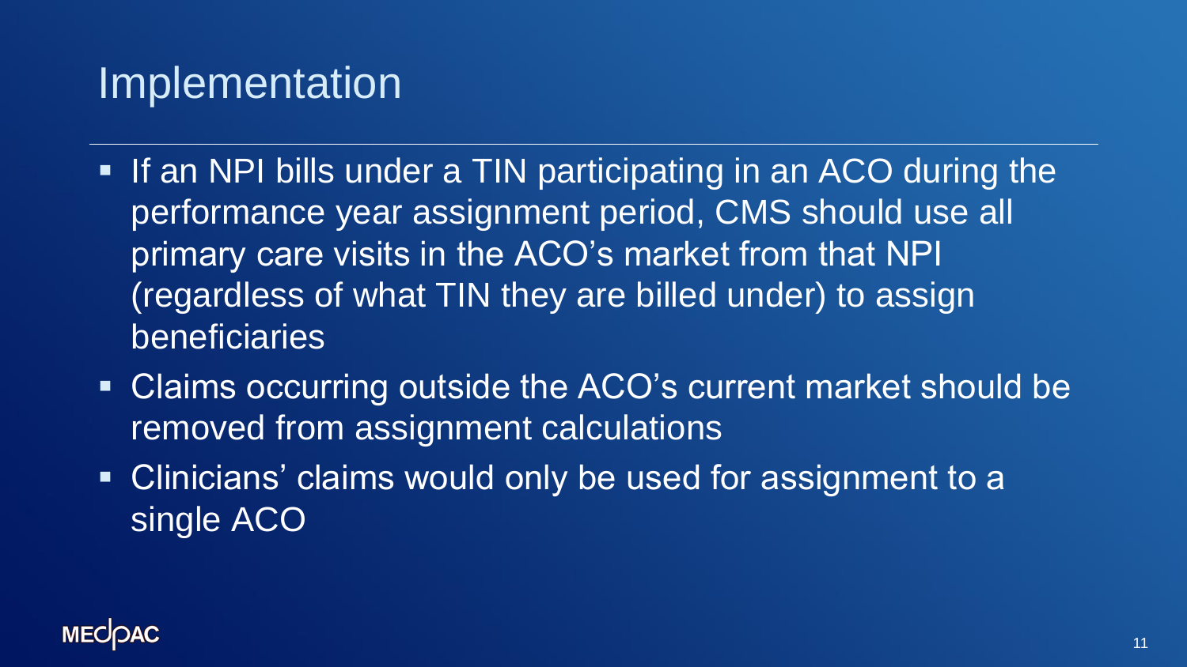# Implementation

- If an NPI bills under a TIN participating in an ACO during the performance year assignment period, CMS should use all primary care visits in the ACO's market from that NPI (regardless of what TIN they are billed under) to assign beneficiaries
- Claims occurring outside the ACO's current market should be removed from assignment calculations
- Clinicians' claims would only be used for assignment to a single ACO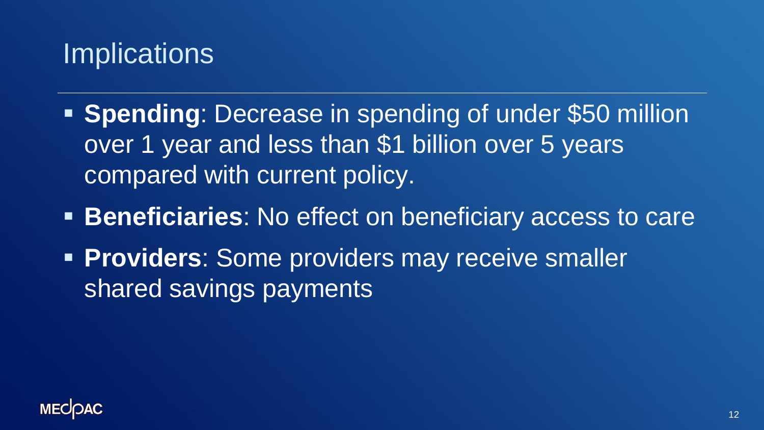# Implications

- **Spending**: Decrease in spending of under $50 million over 1 year and less than $1 billion over 5 years compared with current policy.
- **Beneficiaries**: No effect on beneficiary access to care
- **Providers**: Some providers may receive smaller shared savings payments